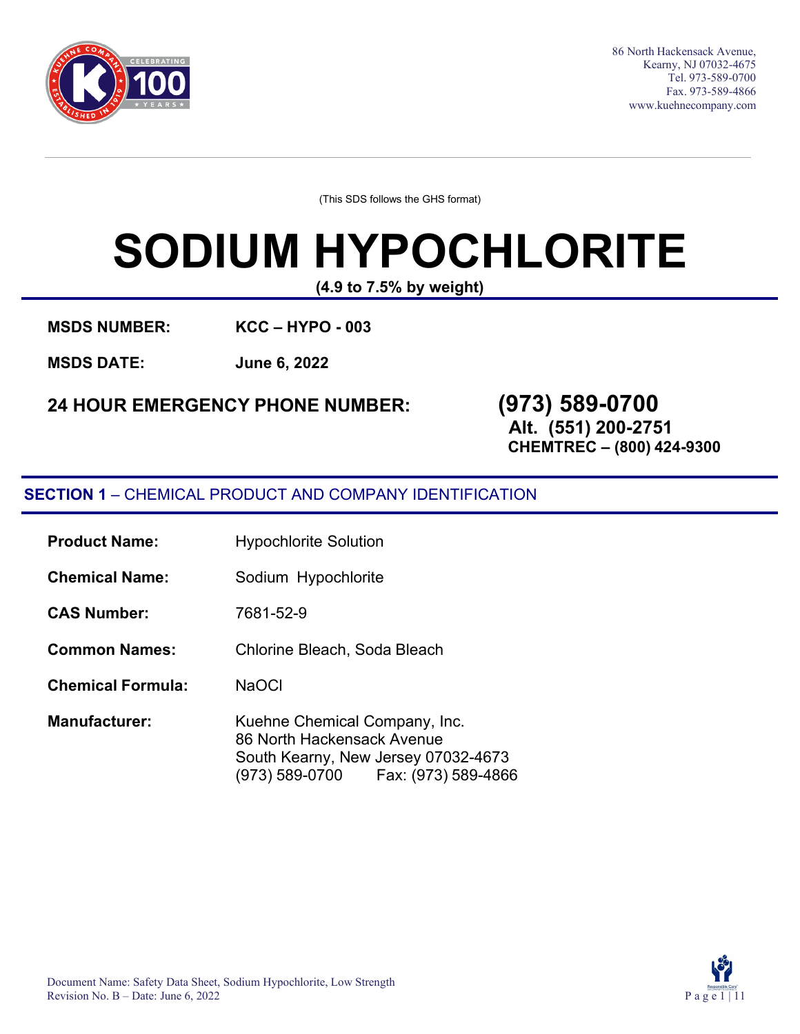86 North Hackensack Avenue,
Kearny, NJ 07032-4675
Tel. 973-589-0700
Fax. 973-589-4866
www.kuehnecompany.com

(This SDS follows the GHS format)

# SODIUM HYPOCHLORITE

**(4.9 to 7.5% by weight)**

**MSDS NUMBER:** **KCC – HYPO - 003**

**MSDS DATE:** **June 6, 2022**

**24 HOUR EMERGENCY PHONE NUMBER:** **(973) 589-0700**
**Alt. (551) 200-2751**
**CHEMTREC – (800) 424-9300**

## SECTION 1 – CHEMICAL PRODUCT AND COMPANY IDENTIFICATION

**Product Name:** Hypochlorite Solution

**Chemical Name:** Sodium Hypochlorite

**CAS Number:** 7681-52-9

**Common Names:** Chlorine Bleach, Soda Bleach

**Chemical Formula:** $NaOCl$

**Manufacturer:** Kuehne Chemical Company, Inc.
86 North Hackensack Avenue
South Kearny, New Jersey 07032-4673
(973) 589-0700 Fax: (973) 589-4866

Document Name: Safety Data Sheet, Sodium Hypochlorite, Low Strength
Revision No. B – Date: June 6, 2022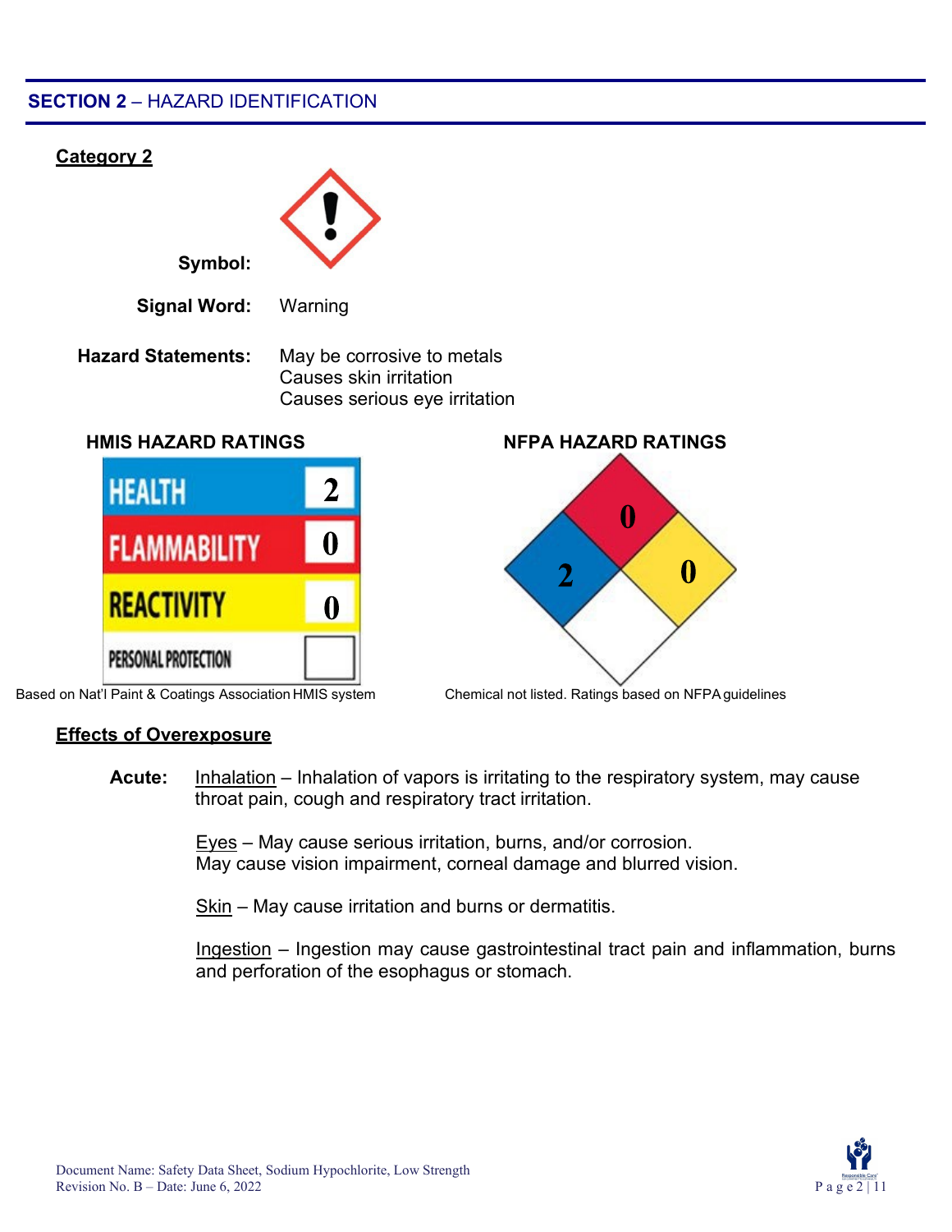## SECTION 2 – HAZARD IDENTIFICATION

**Category 2**

**Symbol:**

**Signal Word:** Warning

**Hazard Statements:** May be corrosive to metals
Causes skin irritation
Causes serious eye irritation

**HMIS HAZARD RATINGS**

| HMIS | Rating |
|---|---|
| HEALTH | 2 |
| FLAMMABILITY | 0 |
| REACTIVITY | 0 |
| PERSONAL PROTECTION | |

Based on Nat'l Paint & Coatings Association HMIS system

**NFPA HAZARD RATINGS**

| NFPA | Rating |
|---|---|
| Health (blue) | 2 |
| Flammability (red) | 0 |
| Instability (yellow) | 0 |
| Special (white) | |

Chemical not listed. Ratings based on NFPA guidelines

**Effects of Overexposure**

**Acute:** Inhalation – Inhalation of vapors is irritating to the respiratory system, may cause throat pain, cough and respiratory tract irritation.

Eyes – May cause serious irritation, burns, and/or corrosion.
May cause vision impairment, corneal damage and blurred vision.

Skin – May cause irritation and burns or dermatitis.

Ingestion – Ingestion may cause gastrointestinal tract pain and inflammation, burns and perforation of the esophagus or stomach.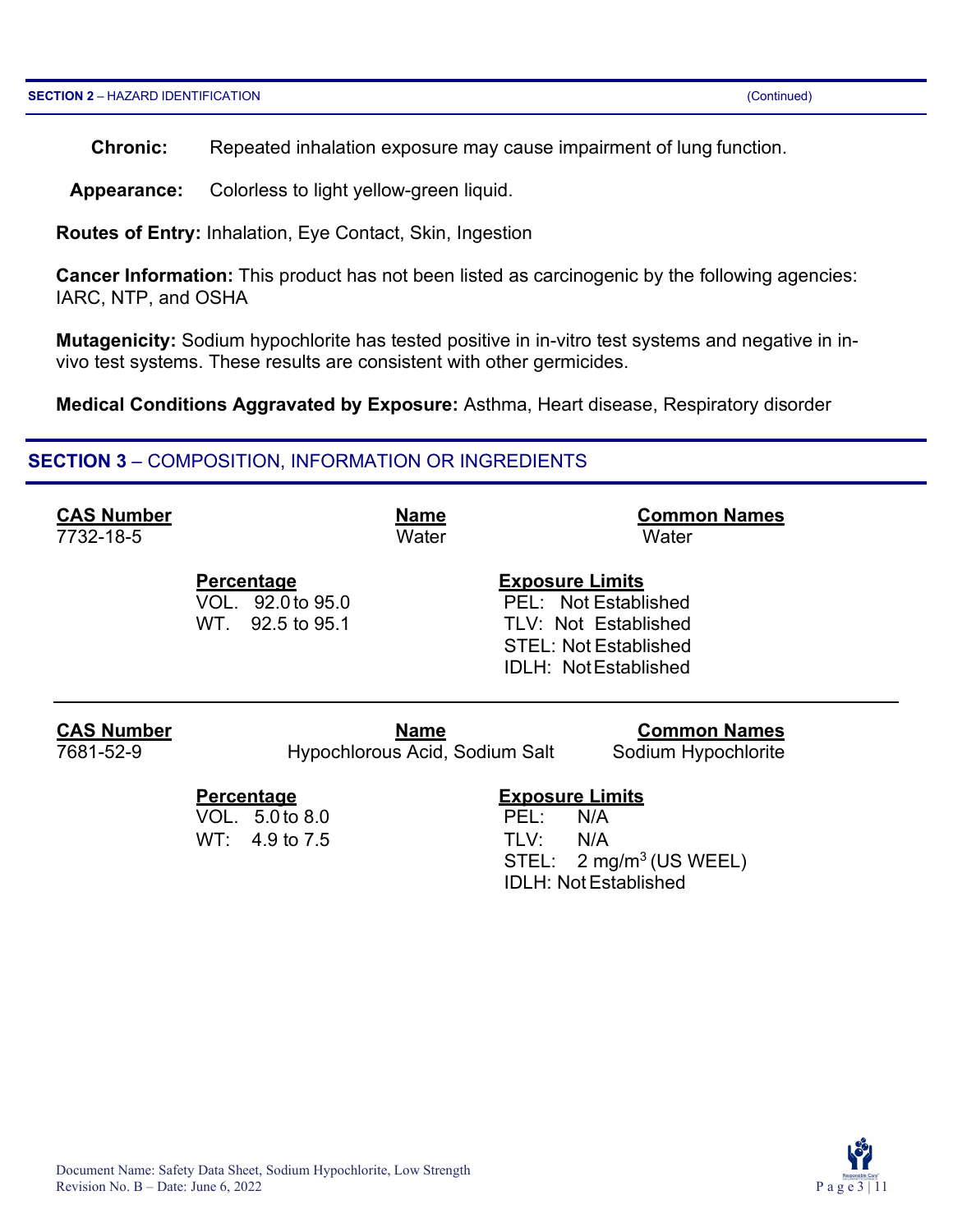**Chronic:** Repeated inhalation exposure may cause impairment of lung function.

**Appearance:** Colorless to light yellow-green liquid.

**Routes of Entry:** Inhalation, Eye Contact, Skin, Ingestion

**Cancer Information:** This product has not been listed as carcinogenic by the following agencies: IARC, NTP, and OSHA

**Mutagenicity:** Sodium hypochlorite has tested positive in in-vitro test systems and negative in in-vivo test systems. These results are consistent with other germicides.

**Medical Conditions Aggravated by Exposure:** Asthma, Heart disease, Respiratory disorder

## SECTION 3 – COMPOSITION, INFORMATION OR INGREDIENTS

| CAS Number | Name | Common Names |
|---|---|---|
| 7732-18-5 | Water | Water |

| Percentage | Exposure Limits |
|---|---|
| VOL. 92.0 to 95.0 | PEL: Not Established |
| WT. 92.5 to 95.1 | TLV: Not Established |
| | STEL: Not Established |
| | IDLH: Not Established |

| CAS Number | Name | Common Names |
|---|---|---|
| 7681-52-9 | Hypochlorous Acid, Sodium Salt | Sodium Hypochlorite |

| Percentage | Exposure Limits |
|---|---|
| VOL. 5.0 to 8.0 | PEL: N/A |
| WT: 4.9 to 7.5 | TLV: N/A |
| | STEL: 2 mg/m$^3$ (US WEEL) |
| | IDLH: Not Established |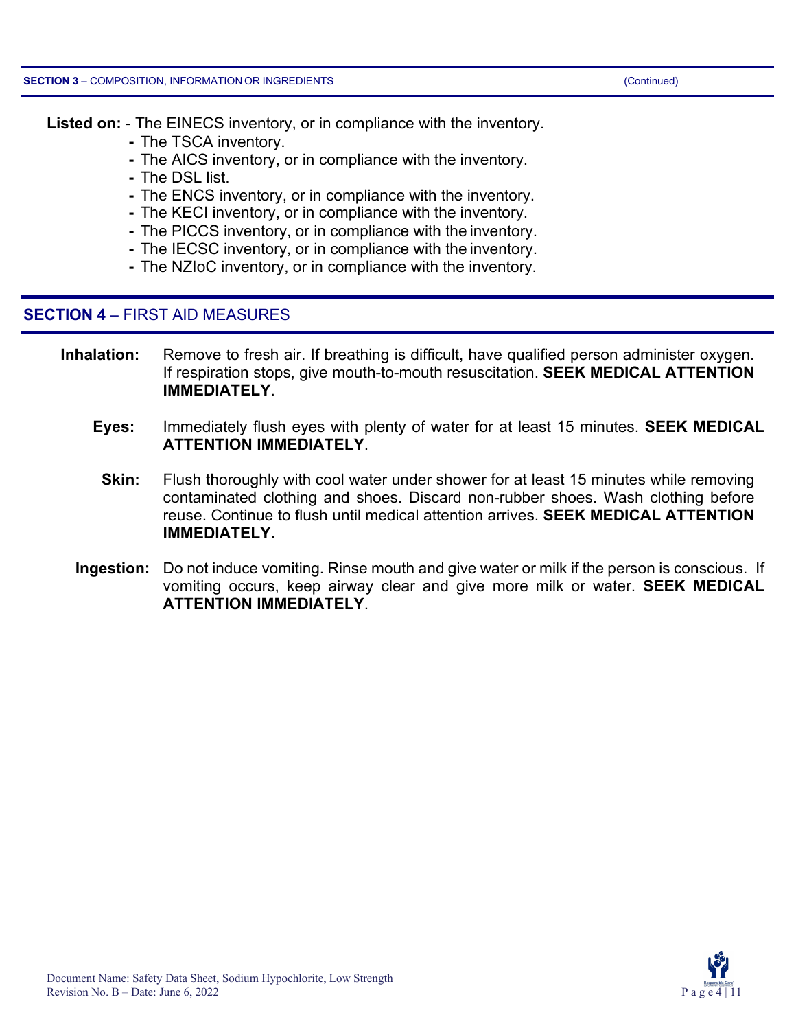**Listed on:** - The EINECS inventory, or in compliance with the inventory.

- The TSCA inventory.
- The AICS inventory, or in compliance with the inventory.
- The DSL list.
- The ENCS inventory, or in compliance with the inventory.
- The KECI inventory, or in compliance with the inventory.
- The PICCS inventory, or in compliance with the inventory.
- The IECSC inventory, or in compliance with the inventory.
- The NZIoC inventory, or in compliance with the inventory.

## SECTION 4 – FIRST AID MEASURES

**Inhalation:** Remove to fresh air. If breathing is difficult, have qualified person administer oxygen. If respiration stops, give mouth-to-mouth resuscitation. **SEEK MEDICAL ATTENTION IMMEDIATELY**.

**Eyes:** Immediately flush eyes with plenty of water for at least 15 minutes. **SEEK MEDICAL ATTENTION IMMEDIATELY**.

**Skin:** Flush thoroughly with cool water under shower for at least 15 minutes while removing contaminated clothing and shoes. Discard non-rubber shoes. Wash clothing before reuse. Continue to flush until medical attention arrives. **SEEK MEDICAL ATTENTION IMMEDIATELY.**

**Ingestion:** Do not induce vomiting. Rinse mouth and give water or milk if the person is conscious. If vomiting occurs, keep airway clear and give more milk or water. **SEEK MEDICAL ATTENTION IMMEDIATELY**.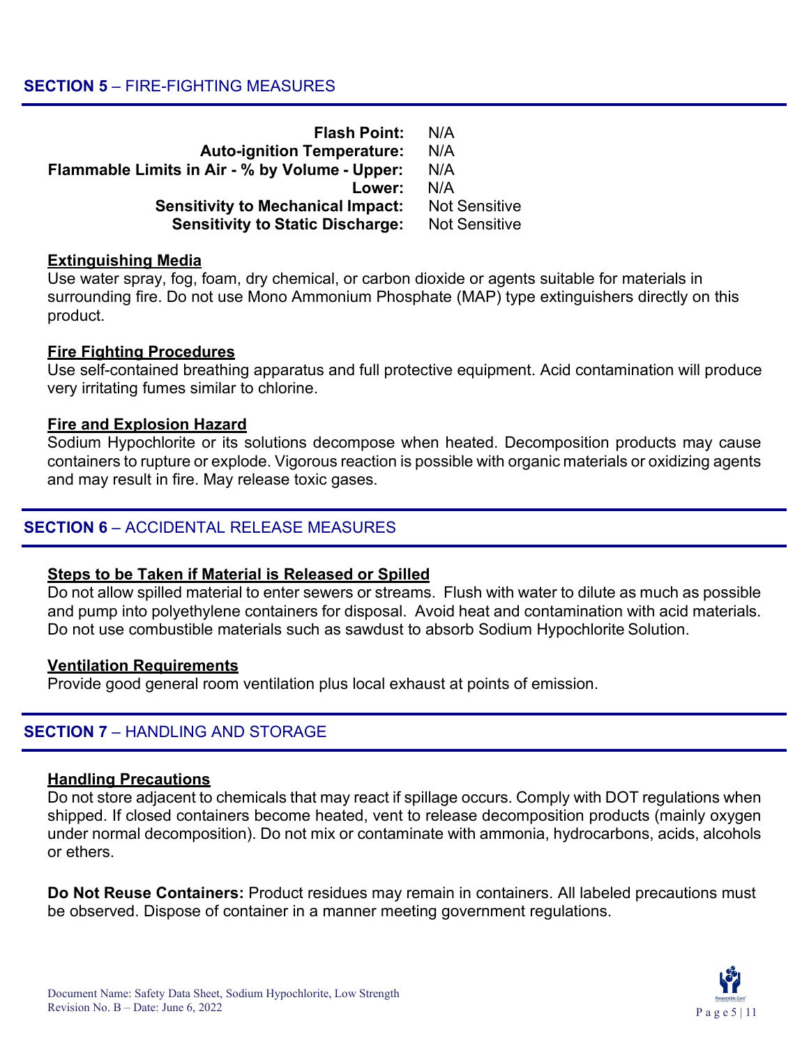## SECTION 5 – FIRE-FIGHTING MEASURES

| | |
|---|---|
| **Flash Point:** | N/A |
| **Auto-ignition Temperature:** | N/A |
| **Flammable Limits in Air - % by Volume - Upper:** | N/A |
| **Lower:** | N/A |
| **Sensitivity to Mechanical Impact:** | Not Sensitive |
| **Sensitivity to Static Discharge:** | Not Sensitive |

**Extinguishing Media**

Use water spray, fog, foam, dry chemical, or carbon dioxide or agents suitable for materials in surrounding fire. Do not use Mono Ammonium Phosphate (MAP) type extinguishers directly on this product.

**Fire Fighting Procedures**

Use self-contained breathing apparatus and full protective equipment. Acid contamination will produce very irritating fumes similar to chlorine.

**Fire and Explosion Hazard**

Sodium Hypochlorite or its solutions decompose when heated. Decomposition products may cause containers to rupture or explode. Vigorous reaction is possible with organic materials or oxidizing agents and may result in fire. May release toxic gases.

## SECTION 6 – ACCIDENTAL RELEASE MEASURES

**Steps to be Taken if Material is Released or Spilled**

Do not allow spilled material to enter sewers or streams. Flush with water to dilute as much as possible and pump into polyethylene containers for disposal. Avoid heat and contamination with acid materials. Do not use combustible materials such as sawdust to absorb Sodium Hypochlorite Solution.

**Ventilation Requirements**

Provide good general room ventilation plus local exhaust at points of emission.

## SECTION 7 – HANDLING AND STORAGE

**Handling Precautions**

Do not store adjacent to chemicals that may react if spillage occurs. Comply with DOT regulations when shipped. If closed containers become heated, vent to release decomposition products (mainly oxygen under normal decomposition). Do not mix or contaminate with ammonia, hydrocarbons, acids, alcohols or ethers.

**Do Not Reuse Containers:** Product residues may remain in containers. All labeled precautions must be observed. Dispose of container in a manner meeting government regulations.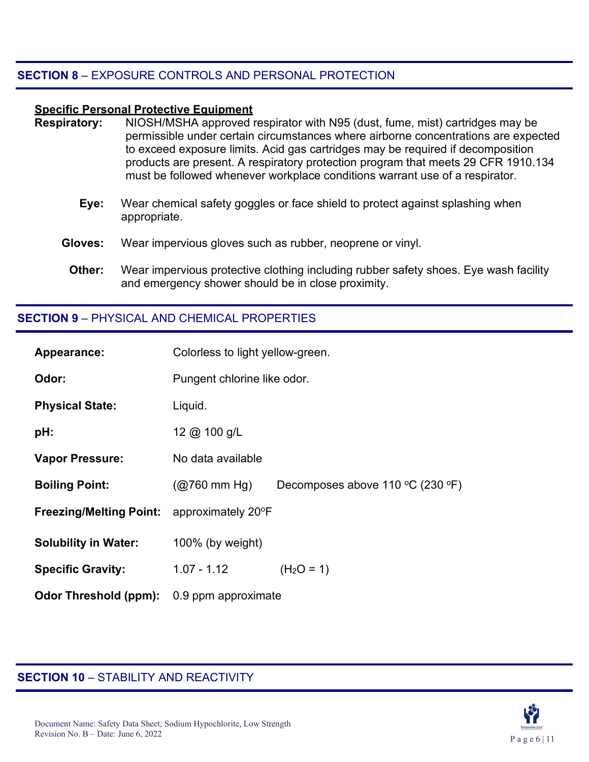## SECTION 8 – EXPOSURE CONTROLS AND PERSONAL PROTECTION

**Specific Personal Protective Equipment**

**Respiratory:** NIOSH/MSHA approved respirator with N95 (dust, fume, mist) cartridges may be permissible under certain circumstances where airborne concentrations are expected to exceed exposure limits. Acid gas cartridges may be required if decomposition products are present. A respiratory protection program that meets 29 CFR 1910.134 must be followed whenever workplace conditions warrant use of a respirator.

**Eye:** Wear chemical safety goggles or face shield to protect against splashing when appropriate.

**Gloves:** Wear impervious gloves such as rubber, neoprene or vinyl.

**Other:** Wear impervious protective clothing including rubber safety shoes. Eye wash facility and emergency shower should be in close proximity.

## SECTION 9 – PHYSICAL AND CHEMICAL PROPERTIES

| | | |
|---|---|---|
| **Appearance:** | Colorless to light yellow-green. | |
| **Odor:** | Pungent chlorine like odor. | |
| **Physical State:** | Liquid. | |
| **pH:** | 12 @ 100 g/L | |
| **Vapor Pressure:** | No data available | |
| **Boiling Point:** | (@760 mm Hg) | Decomposes above 110 °C (230 °F) |
| **Freezing/Melting Point:** | approximately 20°F | |
| **Solubility in Water:** | 100% (by weight) | |
| **Specific Gravity:** | 1.07 - 1.12 | ($H_2O$ = 1) |
| **Odor Threshold (ppm):** | 0.9 ppm approximate | |

## SECTION 10 – STABILITY AND REACTIVITY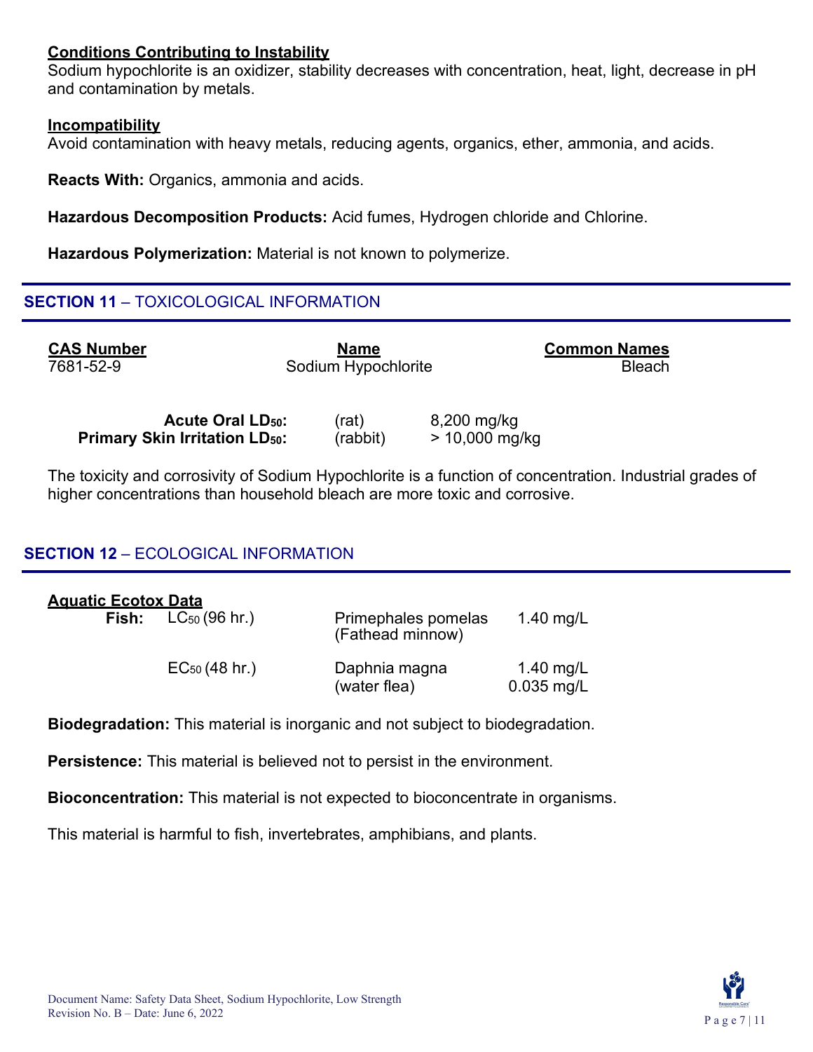**Conditions Contributing to Instability**
Sodium hypochlorite is an oxidizer, stability decreases with concentration, heat, light, decrease in pH and contamination by metals.

**Incompatibility**
Avoid contamination with heavy metals, reducing agents, organics, ether, ammonia, and acids.

**Reacts With:** Organics, ammonia and acids.

**Hazardous Decomposition Products:** Acid fumes, Hydrogen chloride and Chlorine.

**Hazardous Polymerization:** Material is not known to polymerize.

## SECTION 11 – TOXICOLOGICAL INFORMATION

| CAS Number | Name | Common Names |
|---|---|---|
| 7681-52-9 | Sodium Hypochlorite | Bleach |

| | | |
|---|---|---|
| **Acute Oral $LD_{50}$:** | (rat) | 8,200 mg/kg |
| **Primary Skin Irritation $LD_{50}$:** | (rabbit) | > 10,000 mg/kg |

The toxicity and corrosivity of Sodium Hypochlorite is a function of concentration. Industrial grades of higher concentrations than household bleach are more toxic and corrosive.

## SECTION 12 – ECOLOGICAL INFORMATION

**Aquatic Ecotox Data**

| | | | |
|---|---|---|---|
| **Fish:** | $LC_{50}$ (96 hr.) | Primephales pomelas (Fathead minnow) | 1.40 mg/L |
| | $EC_{50}$ (48 hr.) | Daphnia magna (water flea) | 1.40 mg/L 0.035 mg/L |

**Biodegradation:** This material is inorganic and not subject to biodegradation.

**Persistence:** This material is believed not to persist in the environment.

**Bioconcentration:** This material is not expected to bioconcentrate in organisms.

This material is harmful to fish, invertebrates, amphibians, and plants.

Document Name: Safety Data Sheet, Sodium Hypochlorite, Low Strength
Revision No. B – Date: June 6, 2022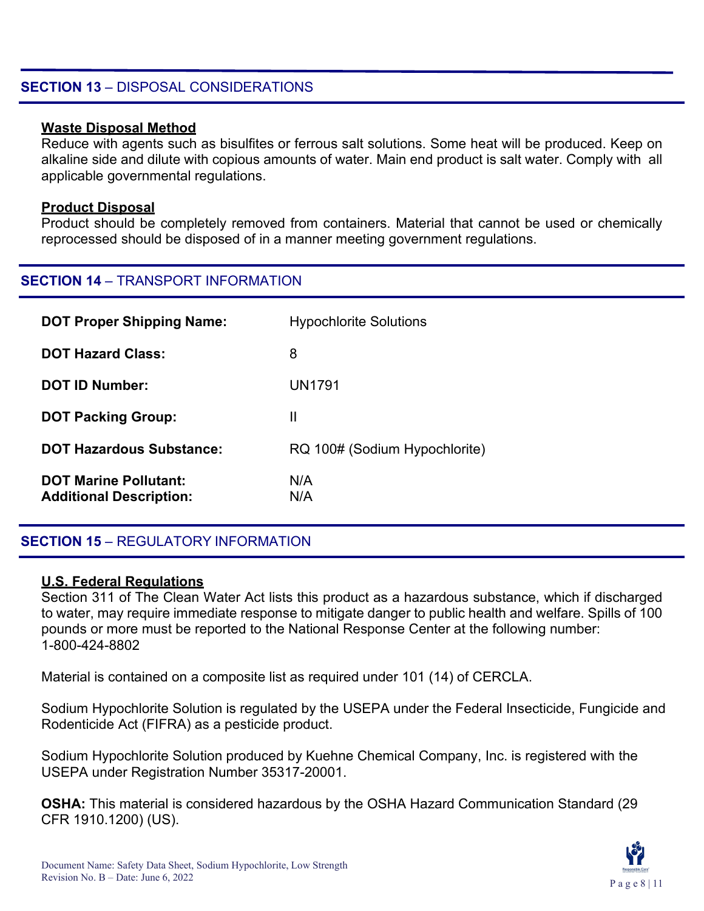## SECTION 13 – DISPOSAL CONSIDERATIONS

**Waste Disposal Method**

Reduce with agents such as bisulfites or ferrous salt solutions. Some heat will be produced. Keep on alkaline side and dilute with copious amounts of water. Main end product is salt water. Comply with all applicable governmental regulations.

**Product Disposal**

Product should be completely removed from containers. Material that cannot be used or chemically reprocessed should be disposed of in a manner meeting government regulations.

## SECTION 14 – TRANSPORT INFORMATION

| | |
|---|---|
| **DOT Proper Shipping Name:** | Hypochlorite Solutions |
| **DOT Hazard Class:** | 8 |
| **DOT ID Number:** | UN1791 |
| **DOT Packing Group:** | II |
| **DOT Hazardous Substance:** | RQ 100# (Sodium Hypochlorite) |
| **DOT Marine Pollutant:** | N/A |
| **Additional Description:** | N/A |

## SECTION 15 – REGULATORY INFORMATION

**U.S. Federal Regulations**

Section 311 of The Clean Water Act lists this product as a hazardous substance, which if discharged to water, may require immediate response to mitigate danger to public health and welfare. Spills of 100 pounds or more must be reported to the National Response Center at the following number: 1-800-424-8802

Material is contained on a composite list as required under 101 (14) of CERCLA.

Sodium Hypochlorite Solution is regulated by the USEPA under the Federal Insecticide, Fungicide and Rodenticide Act (FIFRA) as a pesticide product.

Sodium Hypochlorite Solution produced by Kuehne Chemical Company, Inc. is registered with the USEPA under Registration Number 35317-20001.

**OSHA:** This material is considered hazardous by the OSHA Hazard Communication Standard (29 CFR 1910.1200) (US).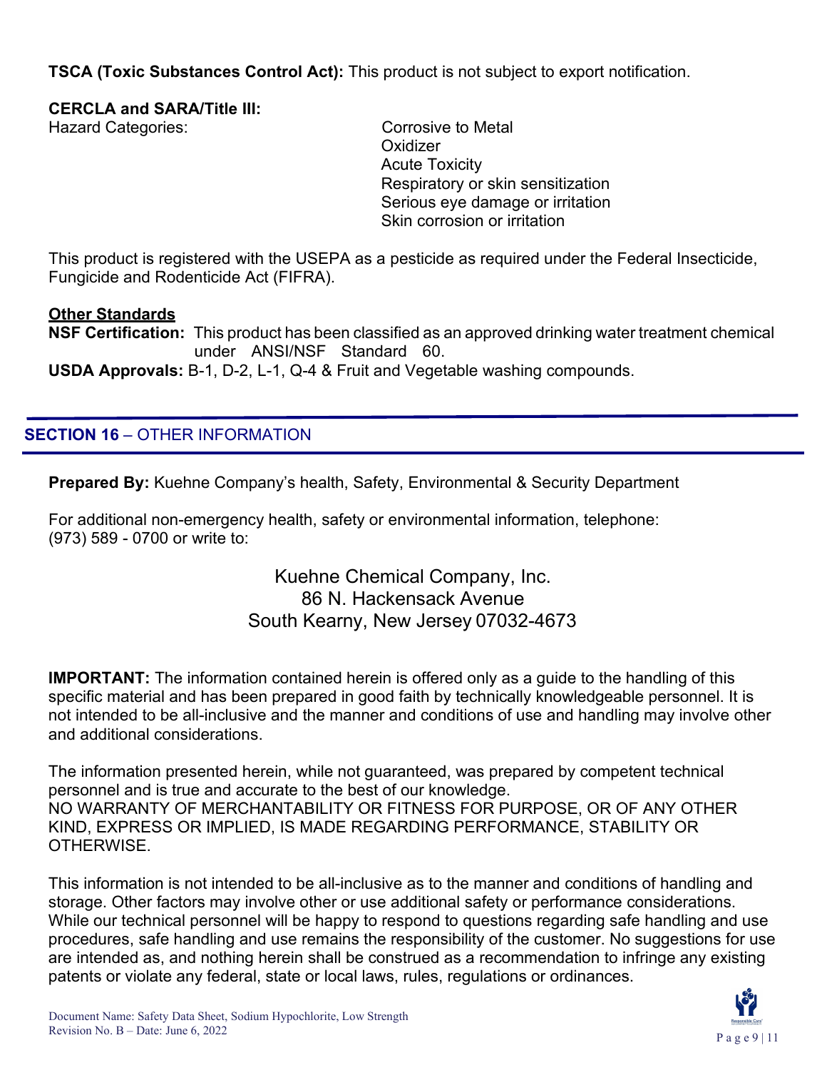**TSCA (Toxic Substances Control Act):** This product is not subject to export notification.

**CERCLA and SARA/Title III:**

Hazard Categories:
- Corrosive to Metal
- Oxidizer
- Acute Toxicity
- Respiratory or skin sensitization
- Serious eye damage or irritation
- Skin corrosion or irritation

This product is registered with the USEPA as a pesticide as required under the Federal Insecticide, Fungicide and Rodenticide Act (FIFRA).

**Other Standards**

**NSF Certification:** This product has been classified as an approved drinking water treatment chemical under ANSI/NSF Standard 60.

**USDA Approvals:** B-1, D-2, L-1, Q-4 & Fruit and Vegetable washing compounds.

## SECTION 16 – OTHER INFORMATION

**Prepared By:** Kuehne Company's health, Safety, Environmental & Security Department

For additional non-emergency health, safety or environmental information, telephone: (973) 589 - 0700 or write to:

Kuehne Chemical Company, Inc.
86 N. Hackensack Avenue
South Kearny, New Jersey 07032-4673

**IMPORTANT:** The information contained herein is offered only as a guide to the handling of this specific material and has been prepared in good faith by technically knowledgeable personnel. It is not intended to be all-inclusive and the manner and conditions of use and handling may involve other and additional considerations.

The information presented herein, while not guaranteed, was prepared by competent technical personnel and is true and accurate to the best of our knowledge.
NO WARRANTY OF MERCHANTABILITY OR FITNESS FOR PURPOSE, OR OF ANY OTHER KIND, EXPRESS OR IMPLIED, IS MADE REGARDING PERFORMANCE, STABILITY OR OTHERWISE.

This information is not intended to be all-inclusive as to the manner and conditions of handling and storage. Other factors may involve other or use additional safety or performance considerations. While our technical personnel will be happy to respond to questions regarding safe handling and use procedures, safe handling and use remains the responsibility of the customer. No suggestions for use are intended as, and nothing herein shall be construed as a recommendation to infringe any existing patents or violate any federal, state or local laws, rules, regulations or ordinances.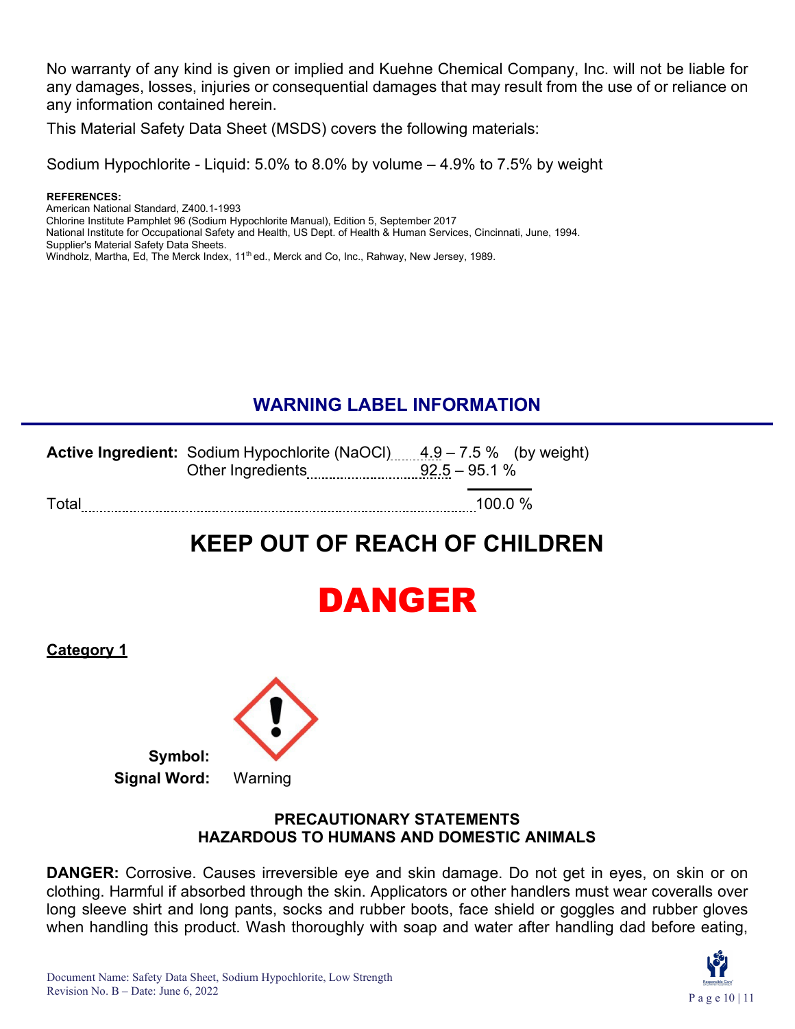No warranty of any kind is given or implied and Kuehne Chemical Company, Inc. will not be liable for any damages, losses, injuries or consequential damages that may result from the use of or reliance on any information contained herein.

This Material Safety Data Sheet (MSDS) covers the following materials:

Sodium Hypochlorite - Liquid: 5.0% to 8.0% by volume – 4.9% to 7.5% by weight

**REFERENCES:**

American National Standard, Z400.1-1993
Chlorine Institute Pamphlet 96 (Sodium Hypochlorite Manual), Edition 5, September 2017
National Institute for Occupational Safety and Health, US Dept. of Health & Human Services, Cincinnati, June, 1994.
Supplier's Material Safety Data Sheets.
Windholz, Martha, Ed, The Merck Index, 11th ed., Merck and Co, Inc., Rahway, New Jersey, 1989.

## WARNING LABEL INFORMATION

**Active Ingredient:** Sodium Hypochlorite (NaOCl) ........ 4.9 – 7.5 % (by weight)
Other Ingredients .............................. 92.5 – 95.1 %

Total .............................................................................................. 100.0 %

# KEEP OUT OF REACH OF CHILDREN

# DANGER

**Category 1**

**Symbol:**

**Signal Word:** Warning

### PRECAUTIONARY STATEMENTS
### HAZARDOUS TO HUMANS AND DOMESTIC ANIMALS

**DANGER:** Corrosive. Causes irreversible eye and skin damage. Do not get in eyes, on skin or on clothing. Harmful if absorbed through the skin. Applicators or other handlers must wear coveralls over long sleeve shirt and long pants, socks and rubber boots, face shield or goggles and rubber gloves when handling this product. Wash thoroughly with soap and water after handling dad before eating,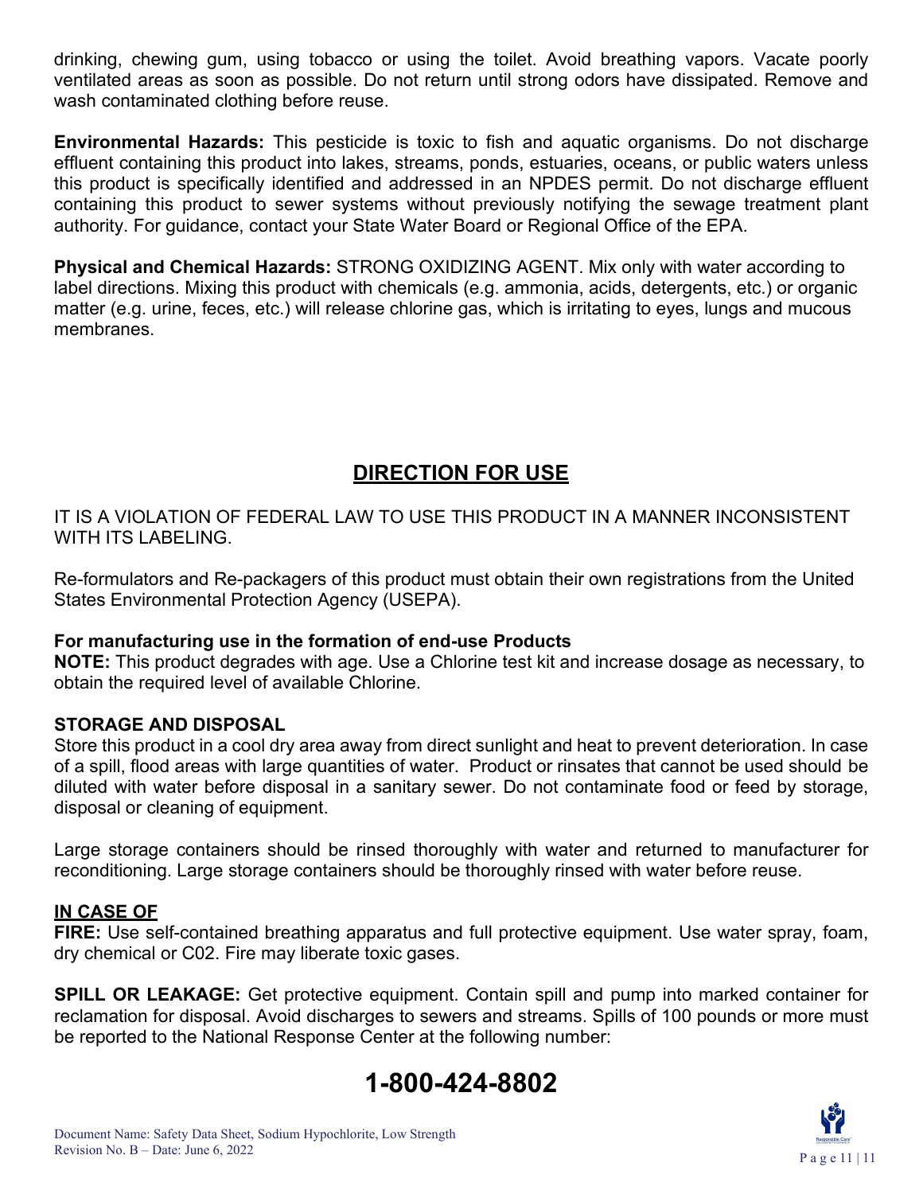drinking, chewing gum, using tobacco or using the toilet. Avoid breathing vapors. Vacate poorly ventilated areas as soon as possible. Do not return until strong odors have dissipated. Remove and wash contaminated clothing before reuse.

**Environmental Hazards:** This pesticide is toxic to fish and aquatic organisms. Do not discharge effluent containing this product into lakes, streams, ponds, estuaries, oceans, or public waters unless this product is specifically identified and addressed in an NPDES permit. Do not discharge effluent containing this product to sewer systems without previously notifying the sewage treatment plant authority. For guidance, contact your State Water Board or Regional Office of the EPA.

**Physical and Chemical Hazards:** STRONG OXIDIZING AGENT. Mix only with water according to label directions. Mixing this product with chemicals (e.g. ammonia, acids, detergents, etc.) or organic matter (e.g. urine, feces, etc.) will release chlorine gas, which is irritating to eyes, lungs and mucous membranes.

## DIRECTION FOR USE

IT IS A VIOLATION OF FEDERAL LAW TO USE THIS PRODUCT IN A MANNER INCONSISTENT WITH ITS LABELING.

Re-formulators and Re-packagers of this product must obtain their own registrations from the United States Environmental Protection Agency (USEPA).

**For manufacturing use in the formation of end-use Products**
**NOTE:** This product degrades with age. Use a Chlorine test kit and increase dosage as necessary, to obtain the required level of available Chlorine.

**STORAGE AND DISPOSAL**
Store this product in a cool dry area away from direct sunlight and heat to prevent deterioration. In case of a spill, flood areas with large quantities of water. Product or rinsates that cannot be used should be diluted with water before disposal in a sanitary sewer. Do not contaminate food or feed by storage, disposal or cleaning of equipment.

Large storage containers should be rinsed thoroughly with water and returned to manufacturer for reconditioning. Large storage containers should be thoroughly rinsed with water before reuse.

**IN CASE OF**
**FIRE:** Use self-contained breathing apparatus and full protective equipment. Use water spray, foam, dry chemical or C02. Fire may liberate toxic gases.

**SPILL OR LEAKAGE:** Get protective equipment. Contain spill and pump into marked container for reclamation for disposal. Avoid discharges to sewers and streams. Spills of 100 pounds or more must be reported to the National Response Center at the following number:

# 1-800-424-8802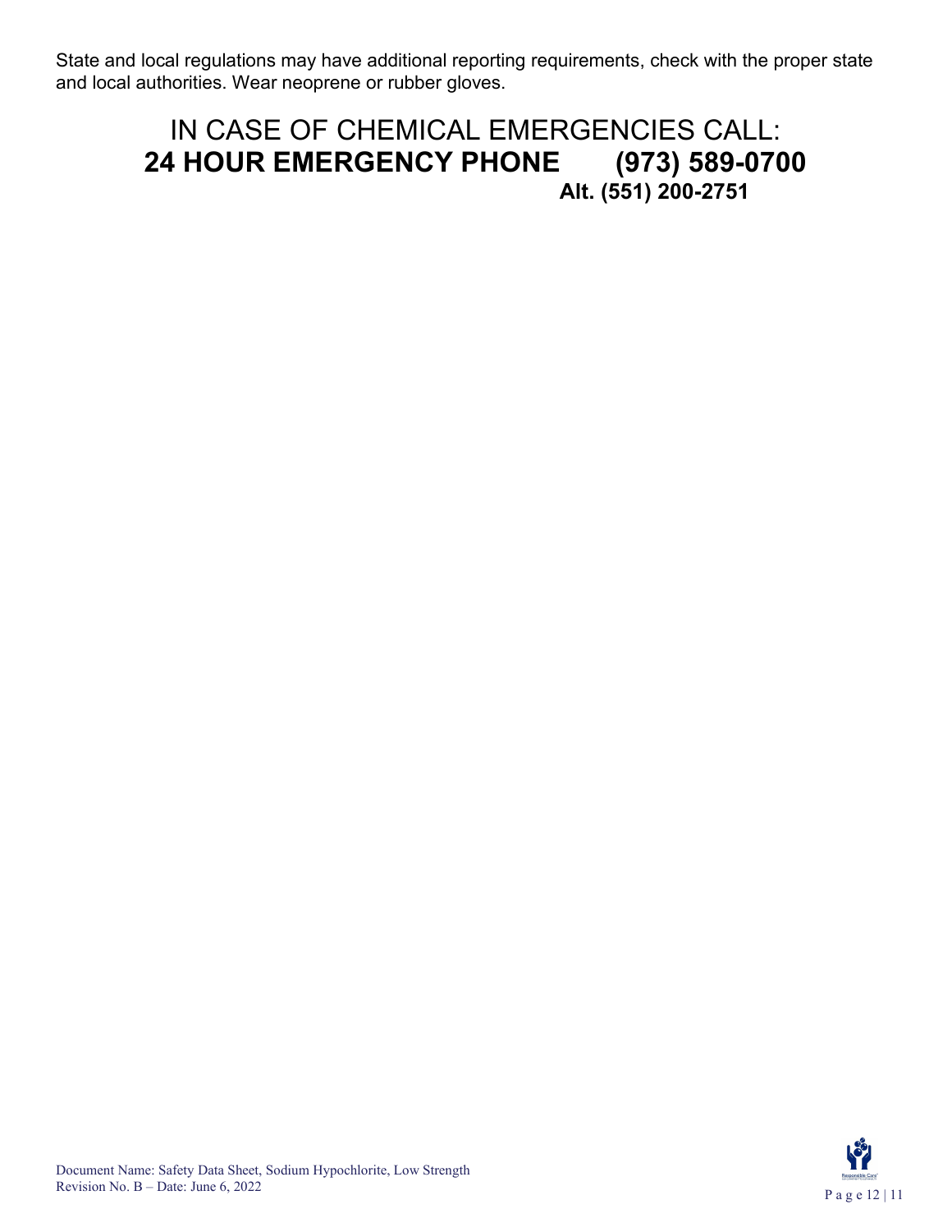State and local regulations may have additional reporting requirements, check with the proper state and local authorities. Wear neoprene or rubber gloves.

## IN CASE OF CHEMICAL EMERGENCIES CALL:
## **24 HOUR EMERGENCY PHONE (973) 589-0700**
**Alt. (551) 200-2751**